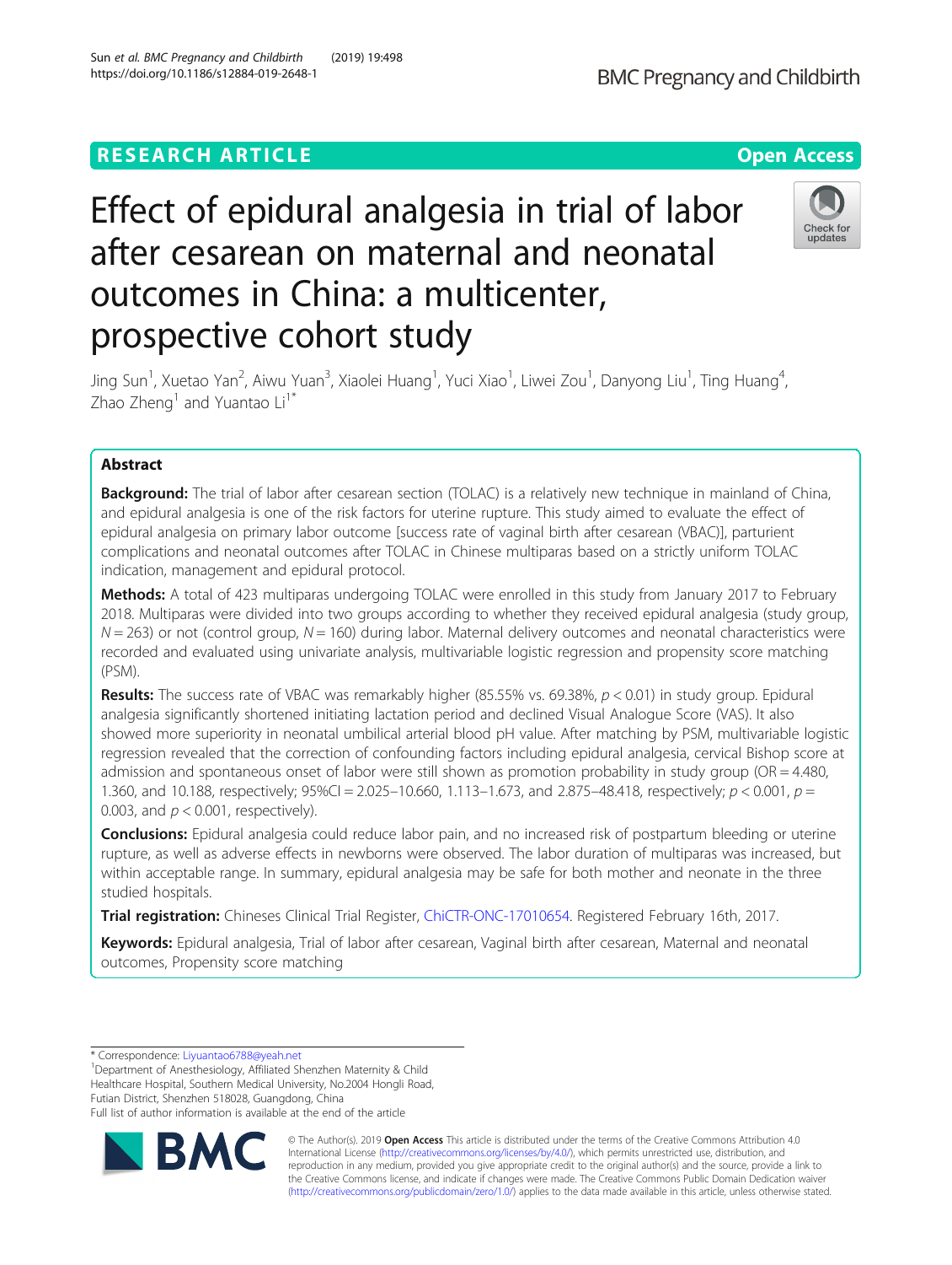RESEARCH ARTICLE

Open Access

# Effect of epidural analgesia in trial of labor after cesarean on maternal and neonatal outcomes in China: a multicenter, prospective cohort study

Jing Sun[1], Xuetao Yan[2], Aiwu Yuan[3], Xiaolei Huang[1], Yuci Xiao[1], Liwei Zou[1], Danyong Liu[1], Ting Huang[4], Zhao Zheng[1] and Yuantao Li[1*]

## Abstract

**Background:** The trial of labor after cesarean section (TOLAC) is a relatively new technique in mainland of China, and epidural analgesia is one of the risk factors for uterine rupture. This study aimed to evaluate the effect of epidural analgesia on primary labor outcome [success rate of vaginal birth after cesarean (VBAC)], parturient complications and neonatal outcomes after TOLAC in Chinese multiparas based on a strictly uniform TOLAC indication, management and epidural protocol.

**Methods:** A total of 423 multiparas undergoing TOLAC were enrolled in this study from January 2017 to February 2018. Multiparas were divided into two groups according to whether they received epidural analgesia (study group, $N = 263$) or not (control group, $N = 160$) during labor. Maternal delivery outcomes and neonatal characteristics were recorded and evaluated using univariate analysis, multivariable logistic regression and propensity score matching (PSM).

**Results:** The success rate of VBAC was remarkably higher (85.55% vs. 69.38%, $p < 0.01$) in study group. Epidural analgesia significantly shortened initiating lactation period and declined Visual Analogue Score (VAS). It also showed more superiority in neonatal umbilical arterial blood pH value. After matching by PSM, multivariable logistic regression revealed that the correction of confounding factors including epidural analgesia, cervical Bishop score at admission and spontaneous onset of labor were still shown as promotion probability in study group (OR = 4.480, 1.360, and 10.188, respectively; 95%CI = 2.025–10.660, 1.113–1.673, and 2.875–48.418, respectively; $p < 0.001$, $p = 0.003$, and $p < 0.001$, respectively).

**Conclusions:** Epidural analgesia could reduce labor pain, and no increased risk of postpartum bleeding or uterine rupture, as well as adverse effects in newborns were observed. The labor duration of multiparas was increased, but within acceptable range. In summary, epidural analgesia may be safe for both mother and neonate in the three studied hospitals.

**Trial registration:** Chineses Clinical Trial Register, ChiCTR-ONC-17010654. Registered February 16th, 2017.

**Keywords:** Epidural analgesia, Trial of labor after cesarean, Vaginal birth after cesarean, Maternal and neonatal outcomes, Propensity score matching

---

* Correspondence: Liyuantao6788@yeah.net
[1]Department of Anesthesiology, Affiliated Shenzhen Maternity & Child Healthcare Hospital, Southern Medical University, No.2004 Hongli Road, Futian District, Shenzhen 518028, Guangdong, China
Full list of author information is available at the end of the article

© The Author(s). 2019 **Open Access** This article is distributed under the terms of the Creative Commons Attribution 4.0 International License (http://creativecommons.org/licenses/by/4.0/), which permits unrestricted use, distribution, and reproduction in any medium, provided you give appropriate credit to the original author(s) and the source, provide a link to the Creative Commons license, and indicate if changes were made. The Creative Commons Public Domain Dedication waiver (http://creativecommons.org/publicdomain/zero/1.0/) applies to the data made available in this article, unless otherwise stated.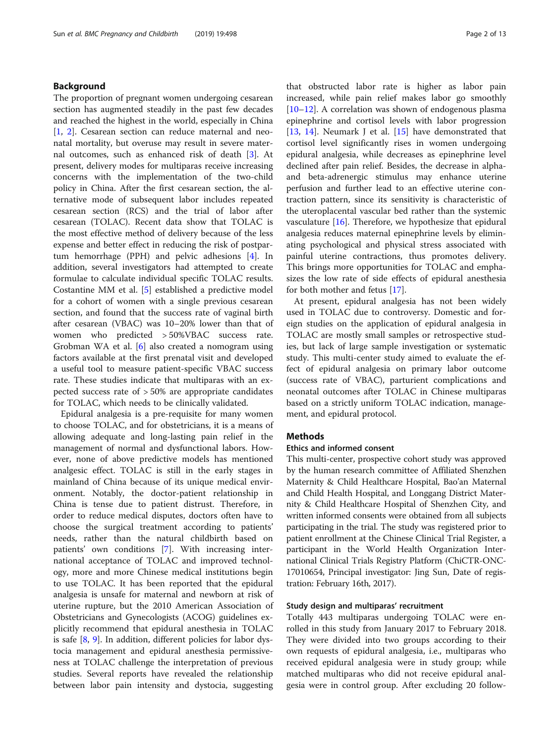## Background

The proportion of pregnant women undergoing cesarean section has augmented steadily in the past few decades and reached the highest in the world, especially in China [1, 2]. Cesarean section can reduce maternal and neonatal mortality, but overuse may result in severe maternal outcomes, such as enhanced risk of death [3]. At present, delivery modes for multiparas receive increasing concerns with the implementation of the two-child policy in China. After the first cesarean section, the alternative mode of subsequent labor includes repeated cesarean section (RCS) and the trial of labor after cesarean (TOLAC). Recent data show that TOLAC is the most effective method of delivery because of the less expense and better effect in reducing the risk of postpartum hemorrhage (PPH) and pelvic adhesions [4]. In addition, several investigators had attempted to create formulae to calculate individual specific TOLAC results. Costantine MM et al. [5] established a predictive model for a cohort of women with a single previous cesarean section, and found that the success rate of vaginal birth after cesarean (VBAC) was 10–20% lower than that of women who predicted > 50%VBAC success rate. Grobman WA et al. [6] also created a nomogram using factors available at the first prenatal visit and developed a useful tool to measure patient-specific VBAC success rate. These studies indicate that multiparas with an expected success rate of > 50% are appropriate candidates for TOLAC, which needs to be clinically validated.

Epidural analgesia is a pre-requisite for many women to choose TOLAC, and for obstetricians, it is a means of allowing adequate and long-lasting pain relief in the management of normal and dysfunctional labors. However, none of above predictive models has mentioned analgesic effect. TOLAC is still in the early stages in mainland of China because of its unique medical environment. Notably, the doctor-patient relationship in China is tense due to patient distrust. Therefore, in order to reduce medical disputes, doctors often have to choose the surgical treatment according to patients' needs, rather than the natural childbirth based on patients' own conditions [7]. With increasing international acceptance of TOLAC and improved technology, more and more Chinese medical institutions begin to use TOLAC. It has been reported that the epidural analgesia is unsafe for maternal and newborn at risk of uterine rupture, but the 2010 American Association of Obstetricians and Gynecologists (ACOG) guidelines explicitly recommend that epidural anesthesia in TOLAC is safe [8, 9]. In addition, different policies for labor dystocia management and epidural anesthesia permissiveness at TOLAC challenge the interpretation of previous studies. Several reports have revealed the relationship between labor pain intensity and dystocia, suggesting that obstructed labor rate is higher as labor pain increased, while pain relief makes labor go smoothly [10–12]. A correlation was shown of endogenous plasma epinephrine and cortisol levels with labor progression [13, 14]. Neumark J et al. [15] have demonstrated that cortisol level significantly rises in women undergoing epidural analgesia, while decreases as epinephrine level declined after pain relief. Besides, the decrease in alpha- and beta-adrenergic stimulus may enhance uterine perfusion and further lead to an effective uterine contraction pattern, since its sensitivity is characteristic of the uteroplacental vascular bed rather than the systemic vasculature [16]. Therefore, we hypothesize that epidural analgesia reduces maternal epinephrine levels by eliminating psychological and physical stress associated with painful uterine contractions, thus promotes delivery. This brings more opportunities for TOLAC and emphasizes the low rate of side effects of epidural anesthesia for both mother and fetus [17].

At present, epidural analgesia has not been widely used in TOLAC due to controversy. Domestic and foreign studies on the application of epidural analgesia in TOLAC are mostly small samples or retrospective studies, but lack of large sample investigation or systematic study. This multi-center study aimed to evaluate the effect of epidural analgesia on primary labor outcome (success rate of VBAC), parturient complications and neonatal outcomes after TOLAC in Chinese multiparas based on a strictly uniform TOLAC indication, management, and epidural protocol.

## Methods

### Ethics and informed consent

This multi-center, prospective cohort study was approved by the human research committee of Affiliated Shenzhen Maternity & Child Healthcare Hospital, Bao'an Maternal and Child Health Hospital, and Longgang District Maternity & Child Healthcare Hospital of Shenzhen City, and written informed consents were obtained from all subjects participating in the trial. The study was registered prior to patient enrollment at the Chinese Clinical Trial Register, a participant in the World Health Organization International Clinical Trials Registry Platform (ChiCTR-ONC-17010654, Principal investigator: Jing Sun, Date of registration: February 16th, 2017).

### Study design and multiparas' recruitment

Totally 443 multiparas undergoing TOLAC were enrolled in this study from January 2017 to February 2018. They were divided into two groups according to their own requests of epidural analgesia, i.e., multiparas who received epidural analgesia were in study group; while matched multiparas who did not receive epidural analgesia were in control group. After excluding 20 follow-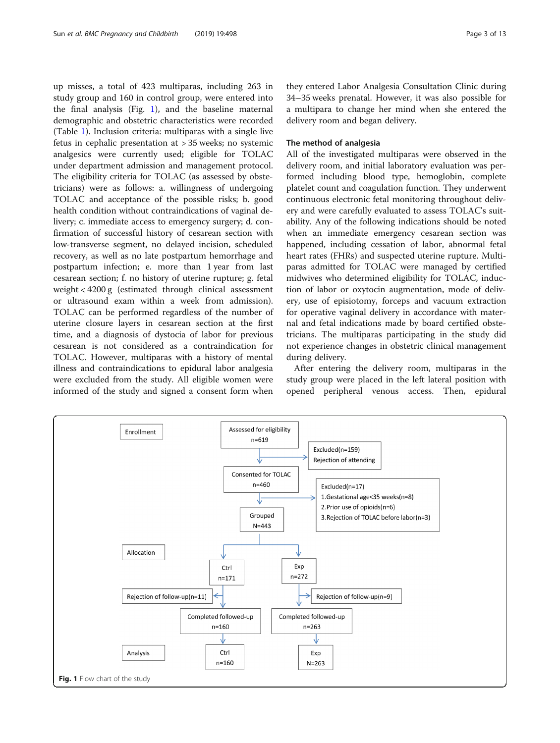up misses, a total of 423 multiparas, including 263 in study group and 160 in control group, were entered into the final analysis (Fig. 1), and the baseline maternal demographic and obstetric characteristics were recorded (Table 1). Inclusion criteria: multiparas with a single live fetus in cephalic presentation at > 35 weeks; no systemic analgesics were currently used; eligible for TOLAC under department admission and management protocol. The eligibility criteria for TOLAC (as assessed by obstetricians) were as follows: a. willingness of undergoing TOLAC and acceptance of the possible risks; b. good health condition without contraindications of vaginal delivery; c. immediate access to emergency surgery; d. confirmation of successful history of cesarean section with low-transverse segment, no delayed incision, scheduled recovery, as well as no late postpartum hemorrhage and postpartum infection; e. more than 1 year from last cesarean section; f. no history of uterine rupture; g. fetal weight < 4200 g (estimated through clinical assessment or ultrasound exam within a week from admission). TOLAC can be performed regardless of the number of uterine closure layers in cesarean section at the first time, and a diagnosis of dystocia of labor for previous cesarean is not considered as a contraindication for TOLAC. However, multiparas with a history of mental illness and contraindications to epidural labor analgesia were excluded from the study. All eligible women were informed of the study and signed a consent form when they entered Labor Analgesia Consultation Clinic during 34–35 weeks prenatal. However, it was also possible for a multipara to change her mind when she entered the delivery room and began delivery.

## The method of analgesia

All of the investigated multiparas were observed in the delivery room, and initial laboratory evaluation was performed including blood type, hemoglobin, complete platelet count and coagulation function. They underwent continuous electronic fetal monitoring throughout delivery and were carefully evaluated to assess TOLAC's suitability. Any of the following indications should be noted when an immediate emergency cesarean section was happened, including cessation of labor, abnormal fetal heart rates (FHRs) and suspected uterine rupture. Multiparas admitted for TOLAC were managed by certified midwives who determined eligibility for TOLAC, induction of labor or oxytocin augmentation, mode of delivery, use of episiotomy, forceps and vacuum extraction for operative vaginal delivery in accordance with maternal and fetal indications made by board certified obstetricians. The multiparas participating in the study did not experience changes in obstetric clinical management during delivery.

After entering the delivery room, multiparas in the study group were placed in the left lateral position with opened peripheral venous access. Then, epidural

Enrollment: Assessed for eligibility n=619 → Excluded(n=159) Rejection of attending → Consented for TOLAC n=460 → Excluded(n=17) 1.Gestational age<35 weeks(n=8) 2.Prior use of opioids(n=6) 3.Rejection of TOLAC before labor(n=3) → Grouped N=443

Allocation: Ctrl n=171 → Rejection of follow-up(n=11) → Completed followed-up n=160; Exp n=272 → Rejection of follow-up(n=9) → Completed followed-up n=263

Analysis: Ctrl n=160; Exp N=263

**Fig. 1** Flow chart of the study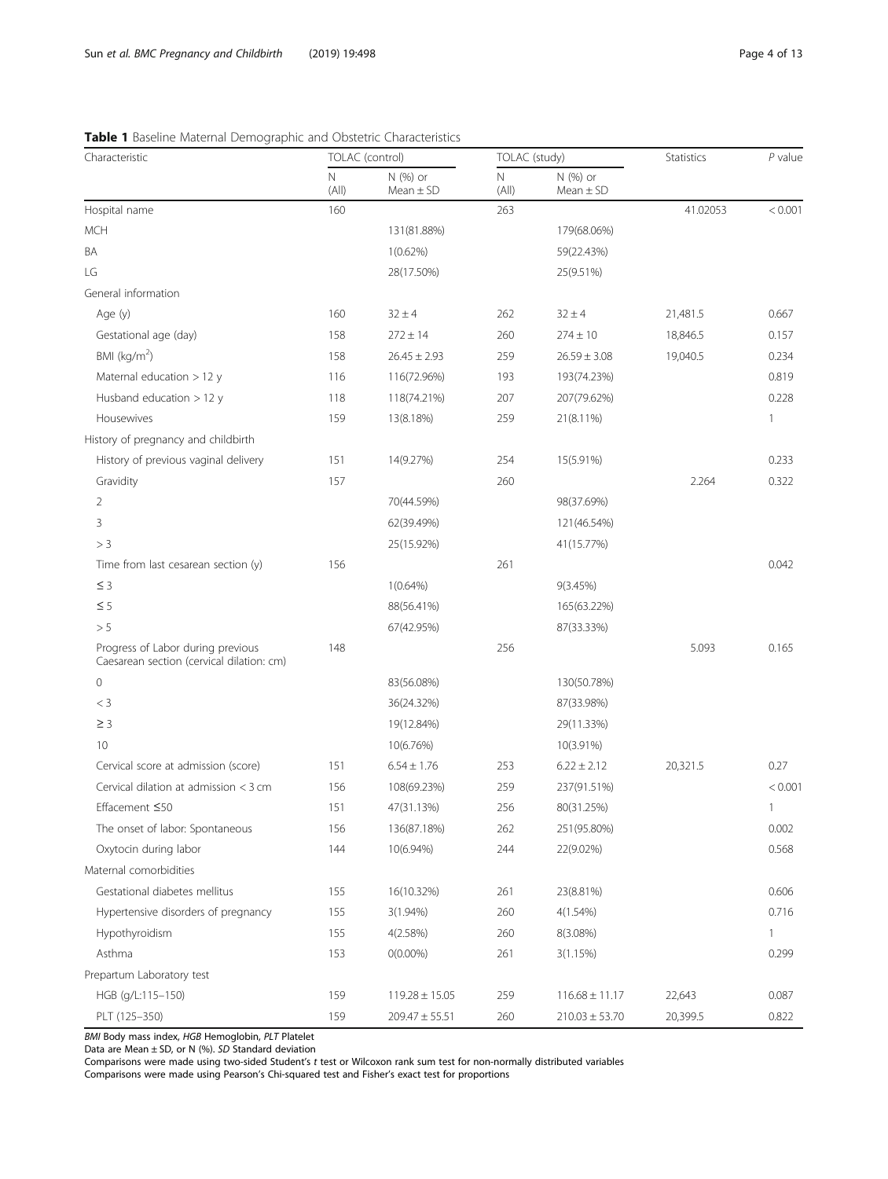**Table 1** Baseline Maternal Demographic and Obstetric Characteristics

| Characteristic | TOLAC (control) | | TOLAC (study) | | Statistics | *P* value |
|---|---|---|---|---|---|---|
| | N (All) | N (%) or Mean ± SD | N (All) | N (%) or Mean ± SD | | |
| Hospital name | 160 | | 263 | | 41.02053 | < 0.001 |
| MCH | | 131(81.88%) | | 179(68.06%) | | |
| BA | | 1(0.62%) | | 59(22.43%) | | |
| LG | | 28(17.50%) | | 25(9.51%) | | |
| General information | | | | | | |
| Age (y) | 160 | 32 ± 4 | 262 | 32 ± 4 | 21,481.5 | 0.667 |
| Gestational age (day) | 158 | 272 ± 14 | 260 | 274 ± 10 | 18,846.5 | 0.157 |
| BMI (kg/m$^2$) | 158 | 26.45 ± 2.93 | 259 | 26.59 ± 3.08 | 19,040.5 | 0.234 |
| Maternal education > 12 y | 116 | 116(72.96%) | 193 | 193(74.23%) | | 0.819 |
| Husband education > 12 y | 118 | 118(74.21%) | 207 | 207(79.62%) | | 0.228 |
| Housewives | 159 | 13(8.18%) | 259 | 21(8.11%) | | 1 |
| History of pregnancy and childbirth | | | | | | |
| History of previous vaginal delivery | 151 | 14(9.27%) | 254 | 15(5.91%) | | 0.233 |
| Gravidity | 157 | | 260 | | 2.264 | 0.322 |
| 2 | | 70(44.59%) | | 98(37.69%) | | |
| 3 | | 62(39.49%) | | 121(46.54%) | | |
| > 3 | | 25(15.92%) | | 41(15.77%) | | |
| Time from last cesarean section (y) | 156 | | 261 | | | 0.042 |
| ≤ 3 | | 1(0.64%) | | 9(3.45%) | | |
| ≤ 5 | | 88(56.41%) | | 165(63.22%) | | |
| > 5 | | 67(42.95%) | | 87(33.33%) | | |
| Progress of Labor during previous Caesarean section (cervical dilation: cm) | 148 | | 256 | | 5.093 | 0.165 |
| 0 | | 83(56.08%) | | 130(50.78%) | | |
| < 3 | | 36(24.32%) | | 87(33.98%) | | |
| ≥ 3 | | 19(12.84%) | | 29(11.33%) | | |
| 10 | | 10(6.76%) | | 10(3.91%) | | |
| Cervical score at admission (score) | 151 | 6.54 ± 1.76 | 253 | 6.22 ± 2.12 | 20,321.5 | 0.27 |
| Cervical dilation at admission < 3 cm | 156 | 108(69.23%) | 259 | 237(91.51%) | | < 0.001 |
| Effacement ≤50 | 151 | 47(31.13%) | 256 | 80(31.25%) | | 1 |
| The onset of labor: Spontaneous | 156 | 136(87.18%) | 262 | 251(95.80%) | | 0.002 |
| Oxytocin during labor | 144 | 10(6.94%) | 244 | 22(9.02%) | | 0.568 |
| Maternal comorbidities | | | | | | |
| Gestational diabetes mellitus | 155 | 16(10.32%) | 261 | 23(8.81%) | | 0.606 |
| Hypertensive disorders of pregnancy | 155 | 3(1.94%) | 260 | 4(1.54%) | | 0.716 |
| Hypothyroidism | 155 | 4(2.58%) | 260 | 8(3.08%) | | 1 |
| Asthma | 153 | 0(0.00%) | 261 | 3(1.15%) | | 0.299 |
| Prepartum Laboratory test | | | | | | |
| HGB (g/L:115–150) | 159 | 119.28 ± 15.05 | 259 | 116.68 ± 11.17 | 22,643 | 0.087 |
| PLT (125–350) | 159 | 209.47 ± 55.51 | 260 | 210.03 ± 53.70 | 20,399.5 | 0.822 |

*BMI* Body mass index, *HGB* Hemoglobin, *PLT* Platelet
Data are Mean ± SD, or N (%). *SD* Standard deviation
Comparisons were made using two-sided Student's *t* test or Wilcoxon rank sum test for non-normally distributed variables
Comparisons were made using Pearson's Chi-squared test and Fisher's exact test for proportions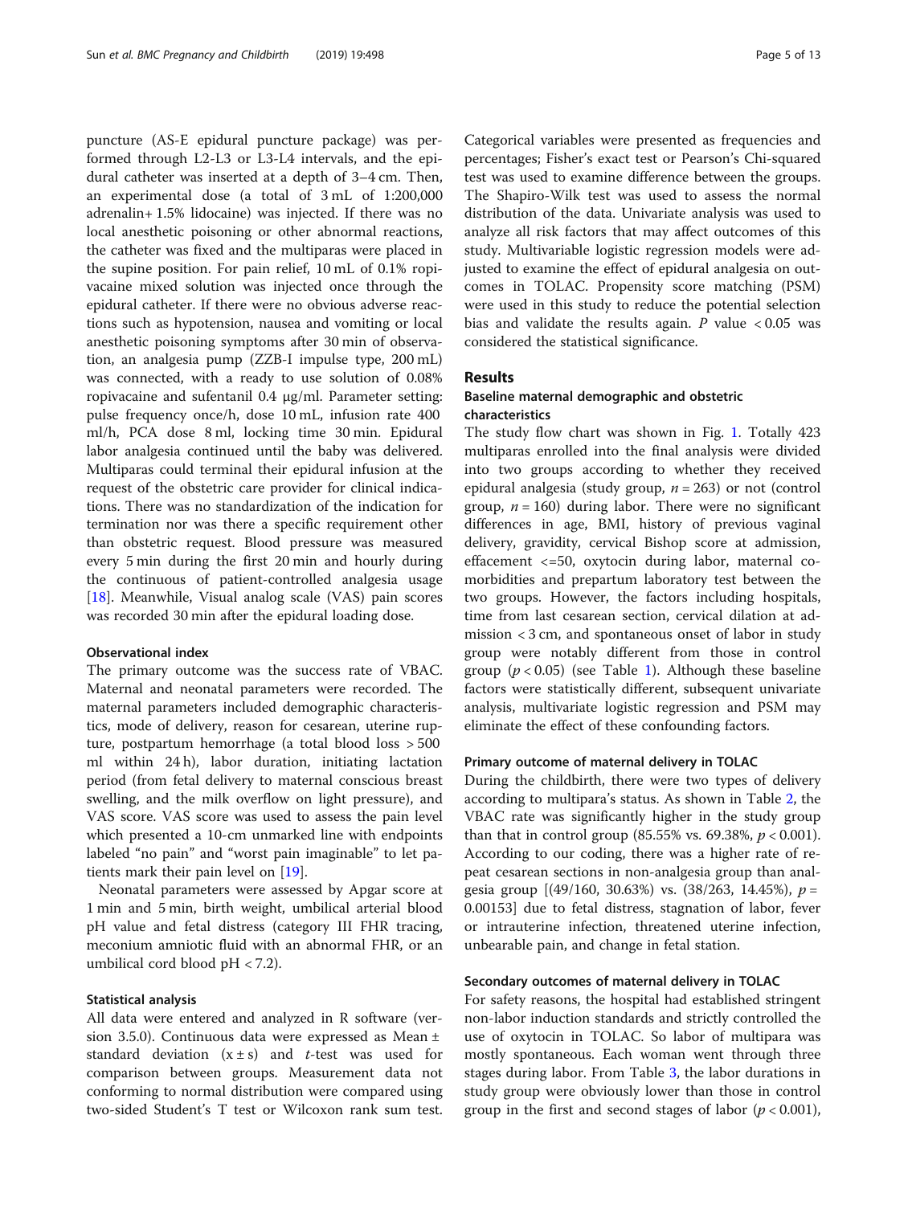puncture (AS-E epidural puncture package) was performed through L2-L3 or L3-L4 intervals, and the epidural catheter was inserted at a depth of 3–4 cm. Then, an experimental dose (a total of 3 mL of 1:200,000 adrenalin+ 1.5% lidocaine) was injected. If there was no local anesthetic poisoning or other abnormal reactions, the catheter was fixed and the multiparas were placed in the supine position. For pain relief, 10 mL of 0.1% ropivacaine mixed solution was injected once through the epidural catheter. If there were no obvious adverse reactions such as hypotension, nausea and vomiting or local anesthetic poisoning symptoms after 30 min of observation, an analgesia pump (ZZB-I impulse type, 200 mL) was connected, with a ready to use solution of 0.08% ropivacaine and sufentanil 0.4 μg/ml. Parameter setting: pulse frequency once/h, dose 10 mL, infusion rate 400 ml/h, PCA dose 8 ml, locking time 30 min. Epidural labor analgesia continued until the baby was delivered. Multiparas could terminal their epidural infusion at the request of the obstetric care provider for clinical indications. There was no standardization of the indication for termination nor was there a specific requirement other than obstetric request. Blood pressure was measured every 5 min during the first 20 min and hourly during the continuous of patient-controlled analgesia usage [18]. Meanwhile, Visual analog scale (VAS) pain scores was recorded 30 min after the epidural loading dose.

### Observational index

The primary outcome was the success rate of VBAC. Maternal and neonatal parameters were recorded. The maternal parameters included demographic characteristics, mode of delivery, reason for cesarean, uterine rupture, postpartum hemorrhage (a total blood loss > 500 ml within 24 h), labor duration, initiating lactation period (from fetal delivery to maternal conscious breast swelling, and the milk overflow on light pressure), and VAS score. VAS score was used to assess the pain level which presented a 10-cm unmarked line with endpoints labeled "no pain" and "worst pain imaginable" to let patients mark their pain level on [19].

Neonatal parameters were assessed by Apgar score at 1 min and 5 min, birth weight, umbilical arterial blood pH value and fetal distress (category III FHR tracing, meconium amniotic fluid with an abnormal FHR, or an umbilical cord blood pH < 7.2).

### Statistical analysis

All data were entered and analyzed in R software (version 3.5.0). Continuous data were expressed as Mean ± standard deviation ($x \pm s$) and *t*-test was used for comparison between groups. Measurement data not conforming to normal distribution were compared using two-sided Student's T test or Wilcoxon rank sum test. Categorical variables were presented as frequencies and percentages; Fisher's exact test or Pearson's Chi-squared test was used to examine difference between the groups. The Shapiro-Wilk test was used to assess the normal distribution of the data. Univariate analysis was used to analyze all risk factors that may affect outcomes of this study. Multivariable logistic regression models were adjusted to examine the effect of epidural analgesia on outcomes in TOLAC. Propensity score matching (PSM) were used in this study to reduce the potential selection bias and validate the results again. *P* value $< 0.05$ was considered the statistical significance.

## Results

### Baseline maternal demographic and obstetric characteristics

The study flow chart was shown in Fig. 1. Totally 423 multiparas enrolled into the final analysis were divided into two groups according to whether they received epidural analgesia (study group, $n = 263$) or not (control group, $n = 160$) during labor. There were no significant differences in age, BMI, history of previous vaginal delivery, gravidity, cervical Bishop score at admission, effacement <=50, oxytocin during labor, maternal comorbidities and prepartum laboratory test between the two groups. However, the factors including hospitals, time from last cesarean section, cervical dilation at admission < 3 cm, and spontaneous onset of labor in study group were notably different from those in control group ($p < 0.05$) (see Table 1). Although these baseline factors were statistically different, subsequent univariate analysis, multivariate logistic regression and PSM may eliminate the effect of these confounding factors.

### Primary outcome of maternal delivery in TOLAC

During the childbirth, there were two types of delivery according to multipara's status. As shown in Table 2, the VBAC rate was significantly higher in the study group than that in control group (85.55% vs. 69.38%, $p < 0.001$). According to our coding, there was a higher rate of repeat cesarean sections in non-analgesia group than analgesia group [(49/160, 30.63%) vs. (38/263, 14.45%), $p = 0.00153$] due to fetal distress, stagnation of labor, fever or intrauterine infection, threatened uterine infection, unbearable pain, and change in fetal station.

### Secondary outcomes of maternal delivery in TOLAC

For safety reasons, the hospital had established stringent non-labor induction standards and strictly controlled the use of oxytocin in TOLAC. So labor of multipara was mostly spontaneous. Each woman went through three stages during labor. From Table 3, the labor durations in study group were obviously lower than those in control group in the first and second stages of labor ($p < 0.001$),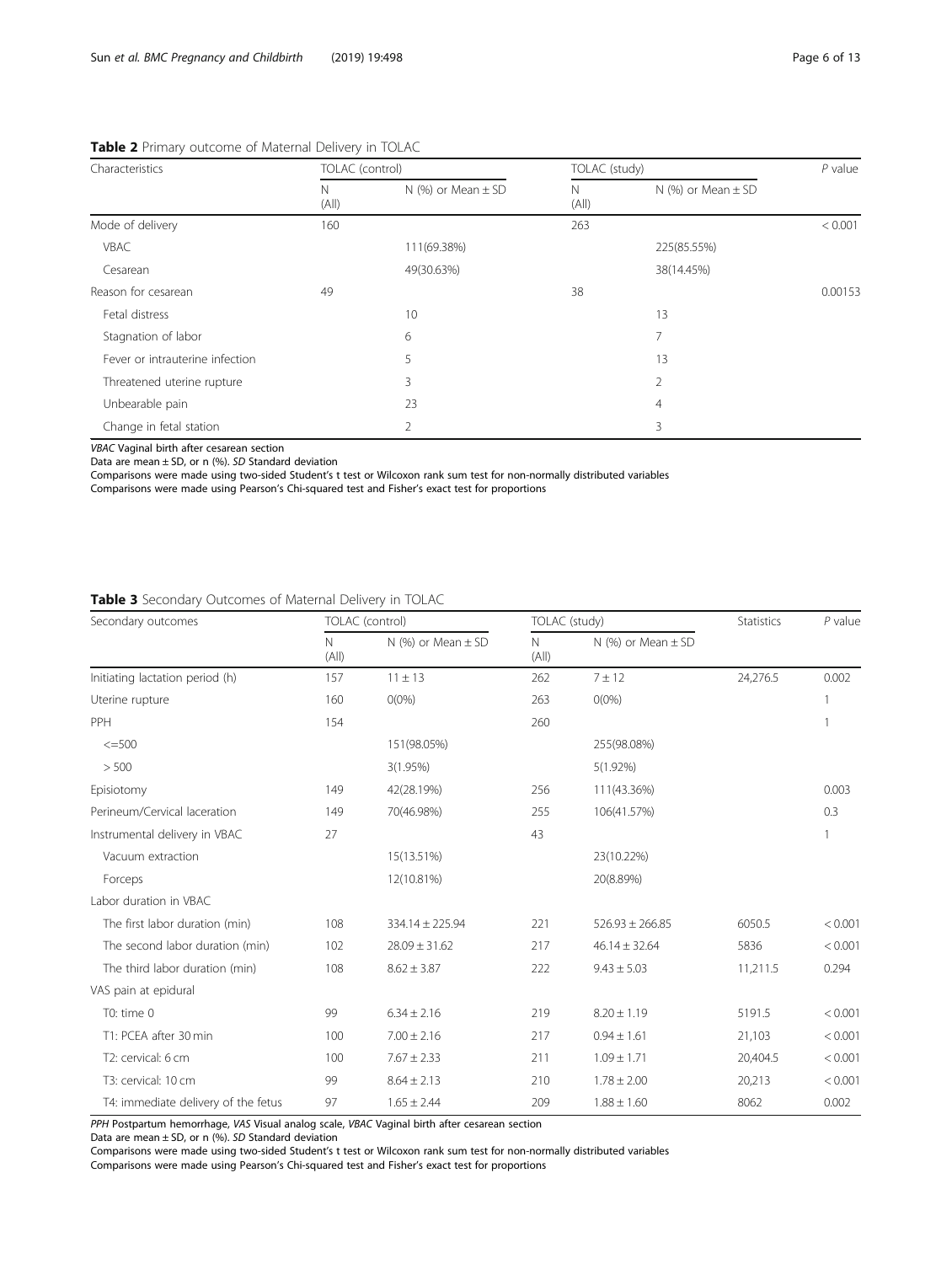**Table 2** Primary outcome of Maternal Delivery in TOLAC

| Characteristics | TOLAC (control) | | TOLAC (study) | | *P* value |
|---|---|---|---|---|---|
| | N (All) | N (%) or Mean ± SD | N (All) | N (%) or Mean ± SD | |
| Mode of delivery | 160 | | 263 | | < 0.001 |
| VBAC | | 111(69.38%) | | 225(85.55%) | |
| Cesarean | | 49(30.63%) | | 38(14.45%) | |
| Reason for cesarean | 49 | | 38 | | 0.00153 |
| Fetal distress | | 10 | | 13 | |
| Stagnation of labor | | 6 | | 7 | |
| Fever or intrauterine infection | | 5 | | 13 | |
| Threatened uterine rupture | | 3 | | 2 | |
| Unbearable pain | | 23 | | 4 | |
| Change in fetal station | | 2 | | 3 | |

*VBAC* Vaginal birth after cesarean section
Data are mean ± SD, or n (%). *SD* Standard deviation
Comparisons were made using two-sided Student's t test or Wilcoxon rank sum test for non-normally distributed variables
Comparisons were made using Pearson's Chi-squared test and Fisher's exact test for proportions

**Table 3** Secondary Outcomes of Maternal Delivery in TOLAC

| Secondary outcomes | TOLAC (control) | | TOLAC (study) | | Statistics | *P* value |
|---|---|---|---|---|---|---|
| | N (All) | N (%) or Mean ± SD | N (All) | N (%) or Mean ± SD | | |
| Initiating lactation period (h) | 157 | 11 ± 13 | 262 | 7 ± 12 | 24,276.5 | 0.002 |
| Uterine rupture | 160 | 0(0%) | 263 | 0(0%) | | 1 |
| PPH | 154 | | 260 | | | 1 |
| <=500 | | 151(98.05%) | | 255(98.08%) | | |
| > 500 | | 3(1.95%) | | 5(1.92%) | | |
| Episiotomy | 149 | 42(28.19%) | 256 | 111(43.36%) | | 0.003 |
| Perineum/Cervical laceration | 149 | 70(46.98%) | 255 | 106(41.57%) | | 0.3 |
| Instrumental delivery in VBAC | 27 | | 43 | | | 1 |
| Vacuum extraction | | 15(13.51%) | | 23(10.22%) | | |
| Forceps | | 12(10.81%) | | 20(8.89%) | | |
| Labor duration in VBAC | | | | | | |
| The first labor duration (min) | 108 | 334.14 ± 225.94 | 221 | 526.93 ± 266.85 | 6050.5 | < 0.001 |
| The second labor duration (min) | 102 | 28.09 ± 31.62 | 217 | 46.14 ± 32.64 | 5836 | < 0.001 |
| The third labor duration (min) | 108 | 8.62 ± 3.87 | 222 | 9.43 ± 5.03 | 11,211.5 | 0.294 |
| VAS pain at epidural | | | | | | |
| T0: time 0 | 99 | 6.34 ± 2.16 | 219 | 8.20 ± 1.19 | 5191.5 | < 0.001 |
| T1: PCEA after 30 min | 100 | 7.00 ± 2.16 | 217 | 0.94 ± 1.61 | 21,103 | < 0.001 |
| T2: cervical: 6 cm | 100 | 7.67 ± 2.33 | 211 | 1.09 ± 1.71 | 20,404.5 | < 0.001 |
| T3: cervical: 10 cm | 99 | 8.64 ± 2.13 | 210 | 1.78 ± 2.00 | 20,213 | < 0.001 |
| T4: immediate delivery of the fetus | 97 | 1.65 ± 2.44 | 209 | 1.88 ± 1.60 | 8062 | 0.002 |

*PPH* Postpartum hemorrhage, *VAS* Visual analog scale, *VBAC* Vaginal birth after cesarean section
Data are mean ± SD, or n (%). *SD* Standard deviation
Comparisons were made using two-sided Student's t test or Wilcoxon rank sum test for non-normally distributed variables
Comparisons were made using Pearson's Chi-squared test and Fisher's exact test for proportions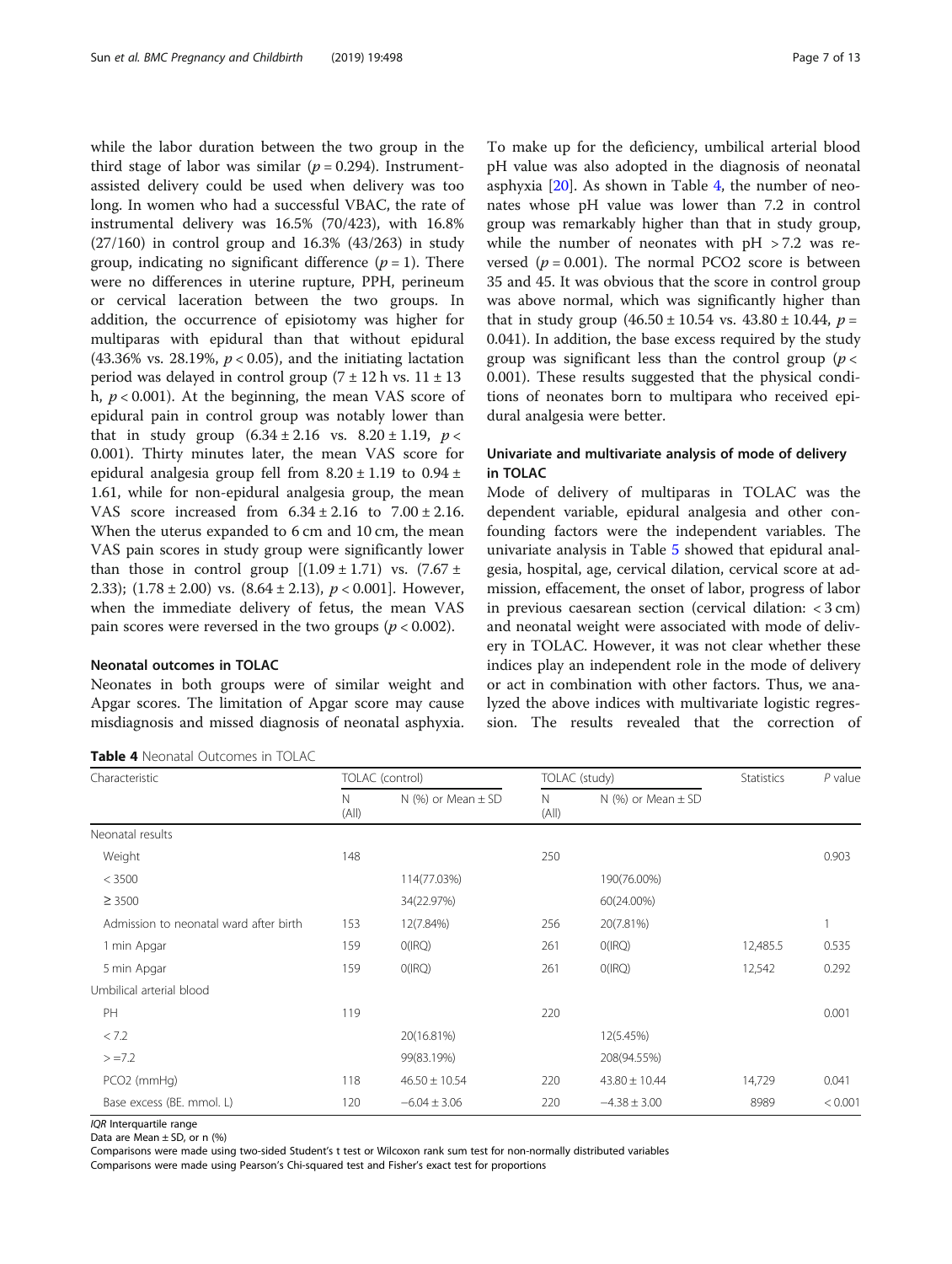while the labor duration between the two group in the third stage of labor was similar ($p = 0.294$). Instrument-assisted delivery could be used when delivery was too long. In women who had a successful VBAC, the rate of instrumental delivery was 16.5% (70/423), with 16.8% (27/160) in control group and 16.3% (43/263) in study group, indicating no significant difference ($p = 1$). There were no differences in uterine rupture, PPH, perineum or cervical laceration between the two groups. In addition, the occurrence of episiotomy was higher for multiparas with epidural than that without epidural (43.36% vs. 28.19%, $p < 0.05$), and the initiating lactation period was delayed in control group ($7 \pm 12$ h vs. $11 \pm 13$ h, $p < 0.001$). At the beginning, the mean VAS score of epidural pain in control group was notably lower than that in study group ($6.34 \pm 2.16$ vs. $8.20 \pm 1.19$, $p < 0.001$). Thirty minutes later, the mean VAS score for epidural analgesia group fell from $8.20 \pm 1.19$ to $0.94 \pm 1.61$, while for non-epidural analgesia group, the mean VAS score increased from $6.34 \pm 2.16$ to $7.00 \pm 2.16$. When the uterus expanded to 6 cm and 10 cm, the mean VAS pain scores in study group were significantly lower than those in control group [($1.09 \pm 1.71$) vs. ($7.67 \pm 2.33$); ($1.78 \pm 2.00$) vs. ($8.64 \pm 2.13$), $p < 0.001$]. However, when the immediate delivery of fetus, the mean VAS pain scores were reversed in the two groups ($p < 0.002$).

### Neonatal outcomes in TOLAC

Neonates in both groups were of similar weight and Apgar scores. The limitation of Apgar score may cause misdiagnosis and missed diagnosis of neonatal asphyxia. To make up for the deficiency, umbilical arterial blood pH value was also adopted in the diagnosis of neonatal asphyxia [20]. As shown in Table 4, the number of neonates whose pH value was lower than 7.2 in control group was remarkably higher than that in study group, while the number of neonates with pH > 7.2 was reversed ($p = 0.001$). The normal $PCO_2$ score is between 35 and 45. It was obvious that the score in control group was above normal, which was significantly higher than that in study group ($46.50 \pm 10.54$ vs. $43.80 \pm 10.44$, $p = 0.041$). In addition, the base excess required by the study group was significant less than the control group ($p < 0.001$). These results suggested that the physical conditions of neonates born to multipara who received epidural analgesia were better.

### Univariate and multivariate analysis of mode of delivery in TOLAC

Mode of delivery of multiparas in TOLAC was the dependent variable, epidural analgesia and other confounding factors were the independent variables. The univariate analysis in Table 5 showed that epidural analgesia, hospital, age, cervical dilation, cervical score at admission, effacement, the onset of labor, progress of labor in previous caesarean section (cervical dilation: < 3 cm) and neonatal weight were associated with mode of delivery in TOLAC. However, it was not clear whether these indices play an independent role in the mode of delivery or act in combination with other factors. Thus, we analyzed the above indices with multivariate logistic regression. The results revealed that the correction of

**Table 4** Neonatal Outcomes in TOLAC

| Characteristic | TOLAC (control) | | TOLAC (study) | | Statistics | P value |
|---|---|---|---|---|---|---|
| | N (All) | N (%) or Mean ± SD | N (All) | N (%) or Mean ± SD | | |
| Neonatal results | | | | | | |
| Weight | 148 | | 250 | | | 0.903 |
| < 3500 | | 114(77.03%) | | 190(76.00%) | | |
| ≥ 3500 | | 34(22.97%) | | 60(24.00%) | | |
| Admission to neonatal ward after birth | 153 | 12(7.84%) | 256 | 20(7.81%) | | 1 |
| 1 min Apgar | 159 | 0(IRQ) | 261 | 0(IRQ) | 12,485.5 | 0.535 |
| 5 min Apgar | 159 | 0(IRQ) | 261 | 0(IRQ) | 12,542 | 0.292 |
| Umbilical arterial blood | | | | | | |
| PH | 119 | | 220 | | | 0.001 |
| < 7.2 | | 20(16.81%) | | 12(5.45%) | | |
| > =7.2 | | 99(83.19%) | | 208(94.55%) | | |
| PCO2 (mmHg) | 118 | 46.50 ± 10.54 | 220 | 43.80 ± 10.44 | 14,729 | 0.041 |
| Base excess (BE. mmol. L) | 120 | −6.04 ± 3.06 | 220 | −4.38 ± 3.00 | 8989 | < 0.001 |

*IQR* Interquartile range
Data are Mean ± SD, or n (%)
Comparisons were made using two-sided Student's t test or Wilcoxon rank sum test for non-normally distributed variables
Comparisons were made using Pearson's Chi-squared test and Fisher's exact test for proportions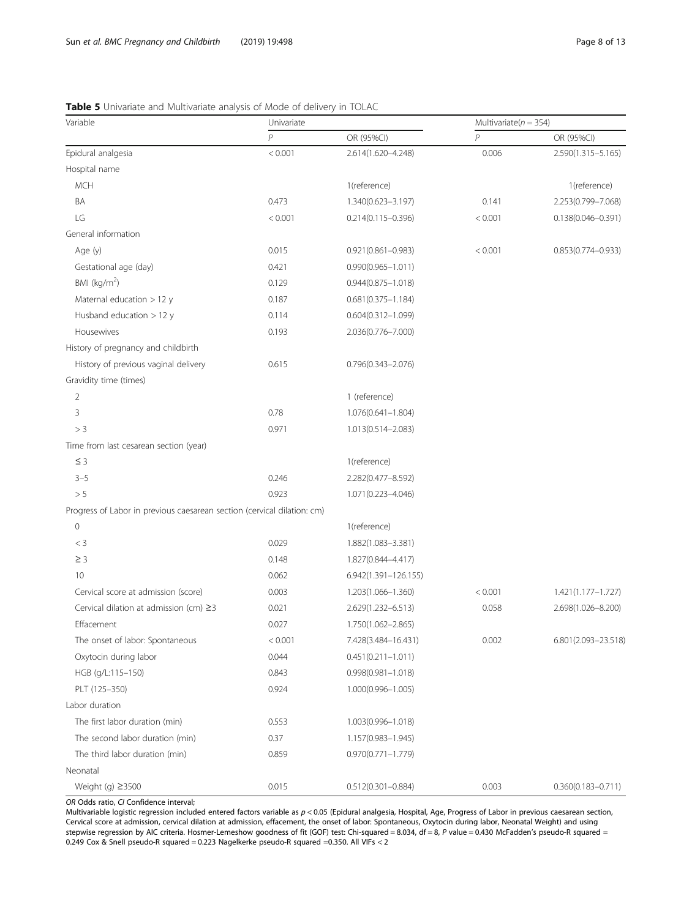**Table 5** Univariate and Multivariate analysis of Mode of delivery in TOLAC

| Variable | Univariate | | Multivariate($n = 354$) | |
|---|---|---|---|---|
| | *P* | OR (95%CI) | *P* | OR (95%CI) |
| Epidural analgesia | < 0.001 | 2.614(1.620–4.248) | 0.006 | 2.590(1.315–5.165) |
| Hospital name | | | | |
| MCH | | 1(reference) | | 1(reference) |
| BA | 0.473 | 1.340(0.623–3.197) | 0.141 | 2.253(0.799–7.068) |
| LG | < 0.001 | 0.214(0.115–0.396) | < 0.001 | 0.138(0.046–0.391) |
| General information | | | | |
| Age (y) | 0.015 | 0.921(0.861–0.983) | < 0.001 | 0.853(0.774–0.933) |
| Gestational age (day) | 0.421 | 0.990(0.965–1.011) | | |
| BMI (kg/m$^2$) | 0.129 | 0.944(0.875–1.018) | | |
| Maternal education > 12 y | 0.187 | 0.681(0.375–1.184) | | |
| Husband education > 12 y | 0.114 | 0.604(0.312–1.099) | | |
| Housewives | 0.193 | 2.036(0.776–7.000) | | |
| History of pregnancy and childbirth | | | | |
| History of previous vaginal delivery | 0.615 | 0.796(0.343–2.076) | | |
| Gravidity time (times) | | | | |
| 2 | | 1 (reference) | | |
| 3 | 0.78 | 1.076(0.641–1.804) | | |
| > 3 | 0.971 | 1.013(0.514–2.083) | | |
| Time from last cesarean section (year) | | | | |
| ≤ 3 | | 1(reference) | | |
| 3–5 | 0.246 | 2.282(0.477–8.592) | | |
| > 5 | 0.923 | 1.071(0.223–4.046) | | |
| Progress of Labor in previous caesarean section (cervical dilation: cm) | | | | |
| 0 | | 1(reference) | | |
| < 3 | 0.029 | 1.882(1.083–3.381) | | |
| ≥ 3 | 0.148 | 1.827(0.844–4.417) | | |
| 10 | 0.062 | 6.942(1.391–126.155) | | |
| Cervical score at admission (score) | 0.003 | 1.203(1.066–1.360) | < 0.001 | 1.421(1.177–1.727) |
| Cervical dilation at admission (cm) ≥3 | 0.021 | 2.629(1.232–6.513) | 0.058 | 2.698(1.026–8.200) |
| Effacement | 0.027 | 1.750(1.062–2.865) | | |
| The onset of labor: Spontaneous | < 0.001 | 7.428(3.484–16.431) | 0.002 | 6.801(2.093–23.518) |
| Oxytocin during labor | 0.044 | 0.451(0.211–1.011) | | |
| HGB (g/L:115–150) | 0.843 | 0.998(0.981–1.018) | | |
| PLT (125–350) | 0.924 | 1.000(0.996–1.005) | | |
| Labor duration | | | | |
| The first labor duration (min) | 0.553 | 1.003(0.996–1.018) | | |
| The second labor duration (min) | 0.37 | 1.157(0.983–1.945) | | |
| The third labor duration (min) | 0.859 | 0.970(0.771–1.779) | | |
| Neonatal | | | | |
| Weight (g) ≥3500 | 0.015 | 0.512(0.301–0.884) | 0.003 | 0.360(0.183–0.711) |

*OR* Odds ratio, *CI* Confidence interval;
Multivariable logistic regression included entered factors variable as $p < 0.05$ (Epidural analgesia, Hospital, Age, Progress of Labor in previous caesarean section, Cervical score at admission, cervical dilation at admission, effacement, the onset of labor: Spontaneous, Oxytocin during labor, Neonatal Weight) and using stepwise regression by AIC criteria. Hosmer-Lemeshow goodness of fit (GOF) test: Chi-squared = 8.034, df = 8, *P* value = 0.430 McFadden's pseudo-R squared = 0.249 Cox & Snell pseudo-R squared = 0.223 Nagelkerke pseudo-R squared =0.350. All VIFs < 2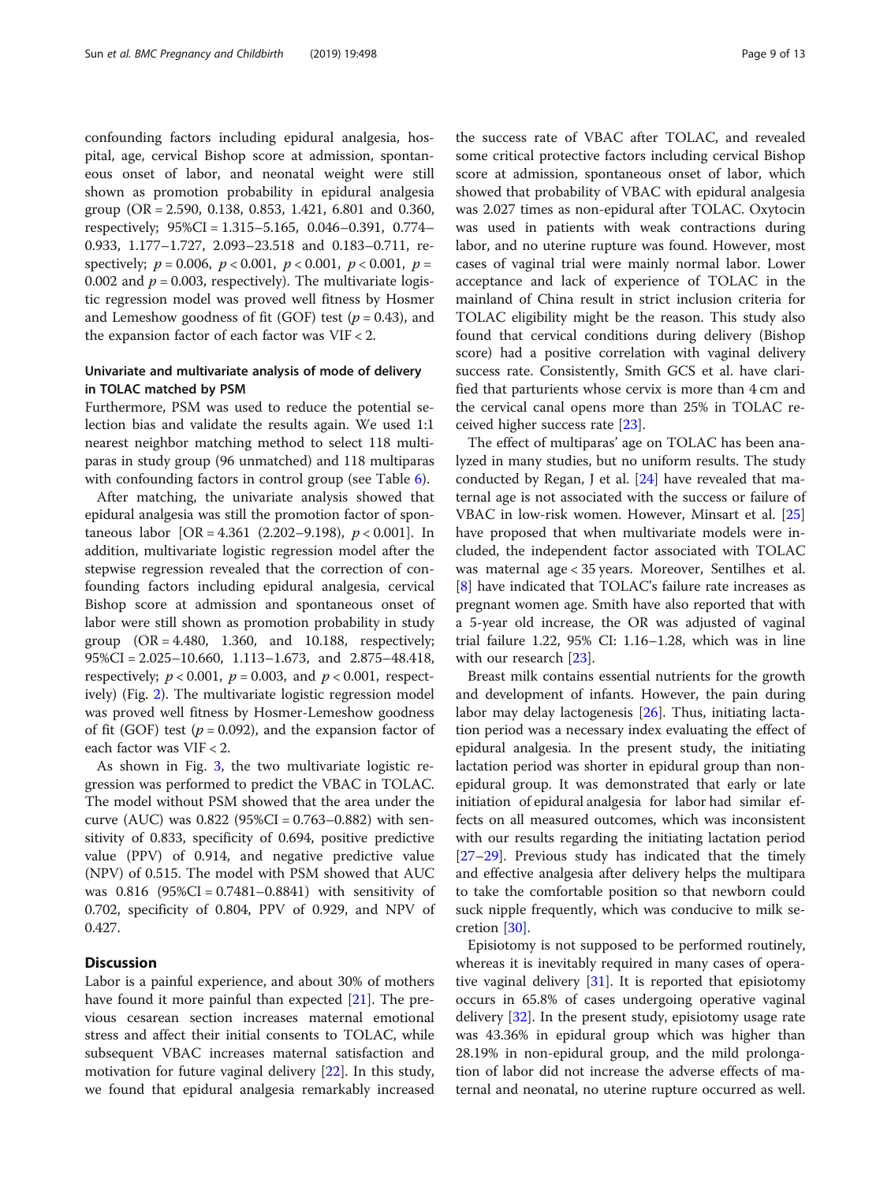confounding factors including epidural analgesia, hospital, age, cervical Bishop score at admission, spontaneous onset of labor, and neonatal weight were still shown as promotion probability in epidural analgesia group (OR = 2.590, 0.138, 0.853, 1.421, 6.801 and 0.360, respectively; 95%CI = 1.315–5.165, 0.046–0.391, 0.774–0.933, 1.177–1.727, 2.093–23.518 and 0.183–0.711, respectively; $p = 0.006$, $p < 0.001$, $p < 0.001$, $p < 0.001$, $p = 0.002$ and $p = 0.003$, respectively). The multivariate logistic regression model was proved well fitness by Hosmer and Lemeshow goodness of fit (GOF) test ($p = 0.43$), and the expansion factor of each factor was VIF < 2.

### Univariate and multivariate analysis of mode of delivery in TOLAC matched by PSM

Furthermore, PSM was used to reduce the potential selection bias and validate the results again. We used 1:1 nearest neighbor matching method to select 118 multiparas in study group (96 unmatched) and 118 multiparas with confounding factors in control group (see Table 6).

After matching, the univariate analysis showed that epidural analgesia was still the promotion factor of spontaneous labor [OR = 4.361 (2.202–9.198), $p < 0.001$]. In addition, multivariate logistic regression model after the stepwise regression revealed that the correction of confounding factors including epidural analgesia, cervical Bishop score at admission and spontaneous onset of labor were still shown as promotion probability in study group (OR = 4.480, 1.360, and 10.188, respectively; 95%CI = 2.025–10.660, 1.113–1.673, and 2.875–48.418, respectively; $p < 0.001$, $p = 0.003$, and $p < 0.001$, respectively) (Fig. 2). The multivariate logistic regression model was proved well fitness by Hosmer-Lemeshow goodness of fit (GOF) test ($p = 0.092$), and the expansion factor of each factor was VIF < 2.

As shown in Fig. 3, the two multivariate logistic regression was performed to predict the VBAC in TOLAC. The model without PSM showed that the area under the curve (AUC) was 0.822 (95%CI = 0.763–0.882) with sensitivity of 0.833, specificity of 0.694, positive predictive value (PPV) of 0.914, and negative predictive value (NPV) of 0.515. The model with PSM showed that AUC was 0.816 (95%CI = 0.7481–0.8841) with sensitivity of 0.702, specificity of 0.804, PPV of 0.929, and NPV of 0.427.

## Discussion

Labor is a painful experience, and about 30% of mothers have found it more painful than expected [21]. The previous cesarean section increases maternal emotional stress and affect their initial consents to TOLAC, while subsequent VBAC increases maternal satisfaction and motivation for future vaginal delivery [22]. In this study, we found that epidural analgesia remarkably increased the success rate of VBAC after TOLAC, and revealed some critical protective factors including cervical Bishop score at admission, spontaneous onset of labor, which showed that probability of VBAC with epidural analgesia was 2.027 times as non-epidural after TOLAC. Oxytocin was used in patients with weak contractions during labor, and no uterine rupture was found. However, most cases of vaginal trial were mainly normal labor. Lower acceptance and lack of experience of TOLAC in the mainland of China result in strict inclusion criteria for TOLAC eligibility might be the reason. This study also found that cervical conditions during delivery (Bishop score) had a positive correlation with vaginal delivery success rate. Consistently, Smith GCS et al. have clarified that parturients whose cervix is more than 4 cm and the cervical canal opens more than 25% in TOLAC received higher success rate [23].

The effect of multiparas' age on TOLAC has been analyzed in many studies, but no uniform results. The study conducted by Regan, J et al. [24] have revealed that maternal age is not associated with the success or failure of VBAC in low-risk women. However, Minsart et al. [25] have proposed that when multivariate models were included, the independent factor associated with TOLAC was maternal age < 35 years. Moreover, Sentilhes et al. [8] have indicated that TOLAC's failure rate increases as pregnant women age. Smith have also reported that with a 5-year old increase, the OR was adjusted of vaginal trial failure 1.22, 95% CI: 1.16–1.28, which was in line with our research [23].

Breast milk contains essential nutrients for the growth and development of infants. However, the pain during labor may delay lactogenesis [26]. Thus, initiating lactation period was a necessary index evaluating the effect of epidural analgesia. In the present study, the initiating lactation period was shorter in epidural group than non-epidural group. It was demonstrated that early or late initiation of epidural analgesia for labor had similar effects on all measured outcomes, which was inconsistent with our results regarding the initiating lactation period [27–29]. Previous study has indicated that the timely and effective analgesia after delivery helps the multipara to take the comfortable position so that newborn could suck nipple frequently, which was conducive to milk secretion [30].

Episiotomy is not supposed to be performed routinely, whereas it is inevitably required in many cases of operative vaginal delivery [31]. It is reported that episiotomy occurs in 65.8% of cases undergoing operative vaginal delivery [32]. In the present study, episiotomy usage rate was 43.36% in epidural group which was higher than 28.19% in non-epidural group, and the mild prolongation of labor did not increase the adverse effects of maternal and neonatal, no uterine rupture occurred as well.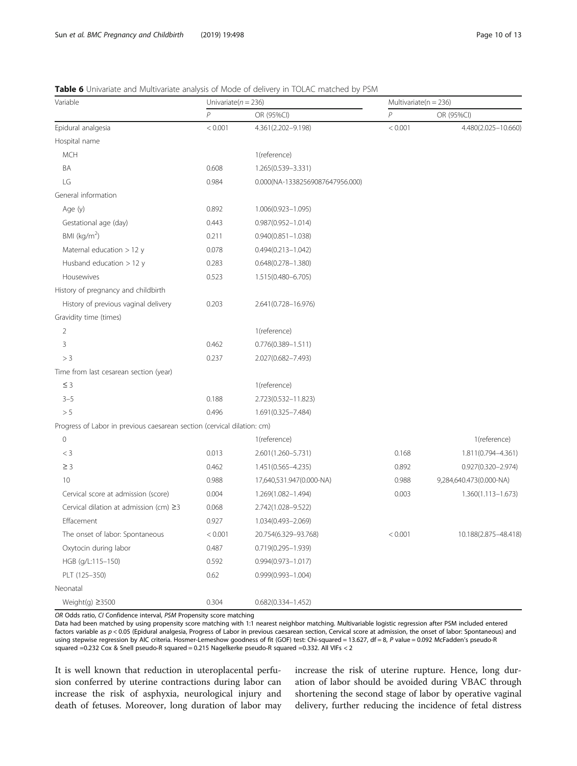**Table 6** Univariate and Multivariate analysis of Mode of delivery in TOLAC matched by PSM

| Variable | Univariate($n$ = 236) | | Multivariate(n = 236) | |
|---|---|---|---|---|
| | $P$ | OR (95%CI) | $P$ | OR (95%CI) |
| Epidural analgesia | < 0.001 | 4.361(2.202–9.198) | < 0.001 | 4.480(2.025–10.660) |
| Hospital name | | | | |
| MCH | | 1(reference) | | |
| BA | 0.608 | 1.265(0.539–3.331) | | |
| LG | 0.984 | 0.000(NA-13382569087647956.000) | | |
| General information | | | | |
| Age (y) | 0.892 | 1.006(0.923–1.095) | | |
| Gestational age (day) | 0.443 | 0.987(0.952–1.014) | | |
| BMI (kg/m$^2$) | 0.211 | 0.940(0.851–1.038) | | |
| Maternal education > 12 y | 0.078 | 0.494(0.213–1.042) | | |
| Husband education > 12 y | 0.283 | 0.648(0.278–1.380) | | |
| Housewives | 0.523 | 1.515(0.480–6.705) | | |
| History of pregnancy and childbirth | | | | |
| History of previous vaginal delivery | 0.203 | 2.641(0.728–16.976) | | |
| Gravidity time (times) | | | | |
| 2 | | 1(reference) | | |
| 3 | 0.462 | 0.776(0.389–1.511) | | |
| > 3 | 0.237 | 2.027(0.682–7.493) | | |
| Time from last cesarean section (year) | | | | |
| ≤ 3 | | 1(reference) | | |
| 3–5 | 0.188 | 2.723(0.532–11.823) | | |
| > 5 | 0.496 | 1.691(0.325–7.484) | | |
| Progress of Labor in previous caesarean section (cervical dilation: cm) | | | | |
| 0 | | 1(reference) | | 1(reference) |
| < 3 | 0.013 | 2.601(1.260–5.731) | 0.168 | 1.811(0.794–4.361) |
| ≥ 3 | 0.462 | 1.451(0.565–4.235) | 0.892 | 0.927(0.320–2.974) |
| 10 | 0.988 | 17,640,531.947(0.000-NA) | 0.988 | 9,284,640.473(0.000-NA) |
| Cervical score at admission (score) | 0.004 | 1.269(1.082–1.494) | 0.003 | 1.360(1.113–1.673) |
| Cervical dilation at admission (cm) ≥3 | 0.068 | 2.742(1.028–9.522) | | |
| Effacement | 0.927 | 1.034(0.493–2.069) | | |
| The onset of labor: Spontaneous | < 0.001 | 20.754(6.329–93.768) | < 0.001 | 10.188(2.875–48.418) |
| Oxytocin during labor | 0.487 | 0.719(0.295–1.939) | | |
| HGB (g/L:115–150) | 0.592 | 0.994(0.973–1.017) | | |
| PLT (125–350) | 0.62 | 0.999(0.993–1.004) | | |
| Neonatal | | | | |
| Weight(g) ≥3500 | 0.304 | 0.682(0.334–1.452) | | |

*OR* Odds ratio, *CI* Confidence interval, *PSM* Propensity score matching

Data had been matched by using propensity score matching with 1:1 nearest neighbor matching. Multivariable logistic regression after PSM included entered factors variable as $p < 0.05$ (Epidural analgesia, Progress of Labor in previous caesarean section, Cervical score at admission, the onset of labor: Spontaneous) and using stepwise regression by AIC criteria. Hosmer-Lemeshow goodness of fit (GOF) test: Chi-squared = 13.627, df = 8, $P$ value = 0.092 McFadden's pseudo-R squared =0.232 Cox & Snell pseudo-R squared = 0.215 Nagelkerke pseudo-R squared =0.332. All VIFs < 2

It is well known that reduction in uteroplacental perfusion conferred by uterine contractions during labor can increase the risk of asphyxia, neurological injury and death of fetuses. Moreover, long duration of labor may increase the risk of uterine rupture. Hence, long duration of labor should be avoided during VBAC through shortening the second stage of labor by operative vaginal delivery, further reducing the incidence of fetal distress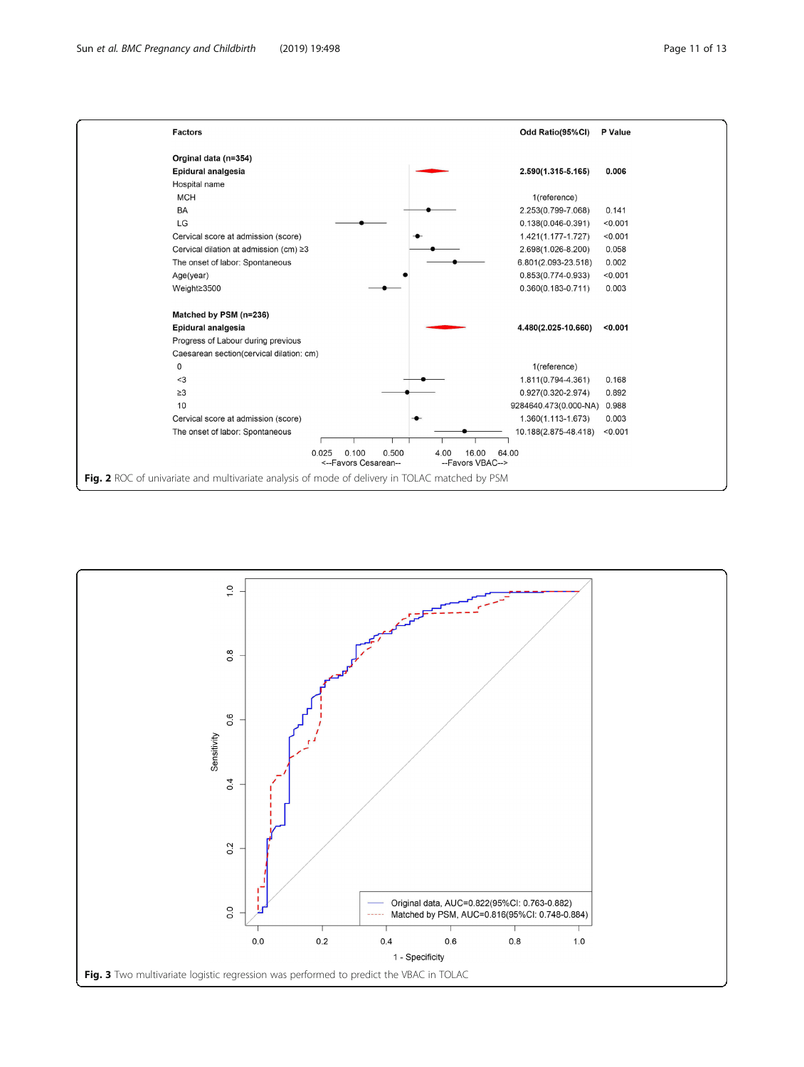| Factors | Odd Ratio(95%CI) | P Value |
| --- | --- | --- |
| **Orginal data (n=354)** | | |
| **Epidural analgesia** | **2.590(1.315-5.165)** | **0.006** |
| Hospital name | | |
| MCH | 1(reference) | |
| BA | 2.253(0.799-7.068) | 0.141 |
| LG | 0.138(0.046-0.391) | <0.001 |
| Cervical score at admission (score) | 1.421(1.177-1.727) | <0.001 |
| Cervical dilation at admission (cm) ≥3 | 2.698(1.026-8.200) | 0.058 |
| The onset of labor: Spontaneous | 6.801(2.093-23.518) | 0.002 |
| Age(year) | 0.853(0.774-0.933) | <0.001 |
| Weight≥3500 | 0.360(0.183-0.711) | 0.003 |
| **Matched by PSM (n=236)** | | |
| **Epidural analgesia** | **4.480(2.025-10.660)** | **<0.001** |
| Progress of Labour during previous Caesarean section(cervical dilation: cm) | | |
| 0 | 1(reference) | |
| <3 | 1.811(0.794-4.361) | 0.168 |
| ≥3 | 0.927(0.320-2.974) | 0.892 |
| 10 | 9284640.473(0.000-NA) | 0.988 |
| Cervical score at admission (score) | 1.360(1.113-1.673) | 0.003 |
| The onset of labor: Spontaneous | 10.188(2.875-48.418) | <0.001 |

0.025 0.100 0.500 4.00 16.00 64.00
<--Favors Cesarean-- --Favors VBAC-->

**Fig. 2** ROC of univariate and multivariate analysis of mode of delivery in TOLAC matched by PSM

Original data, AUC=0.822(95%CI: 0.763-0.882)
Matched by PSM, AUC=0.816(95%CI: 0.748-0.884)

**Fig. 3** Two multivariate logistic regression was performed to predict the VBAC in TOLAC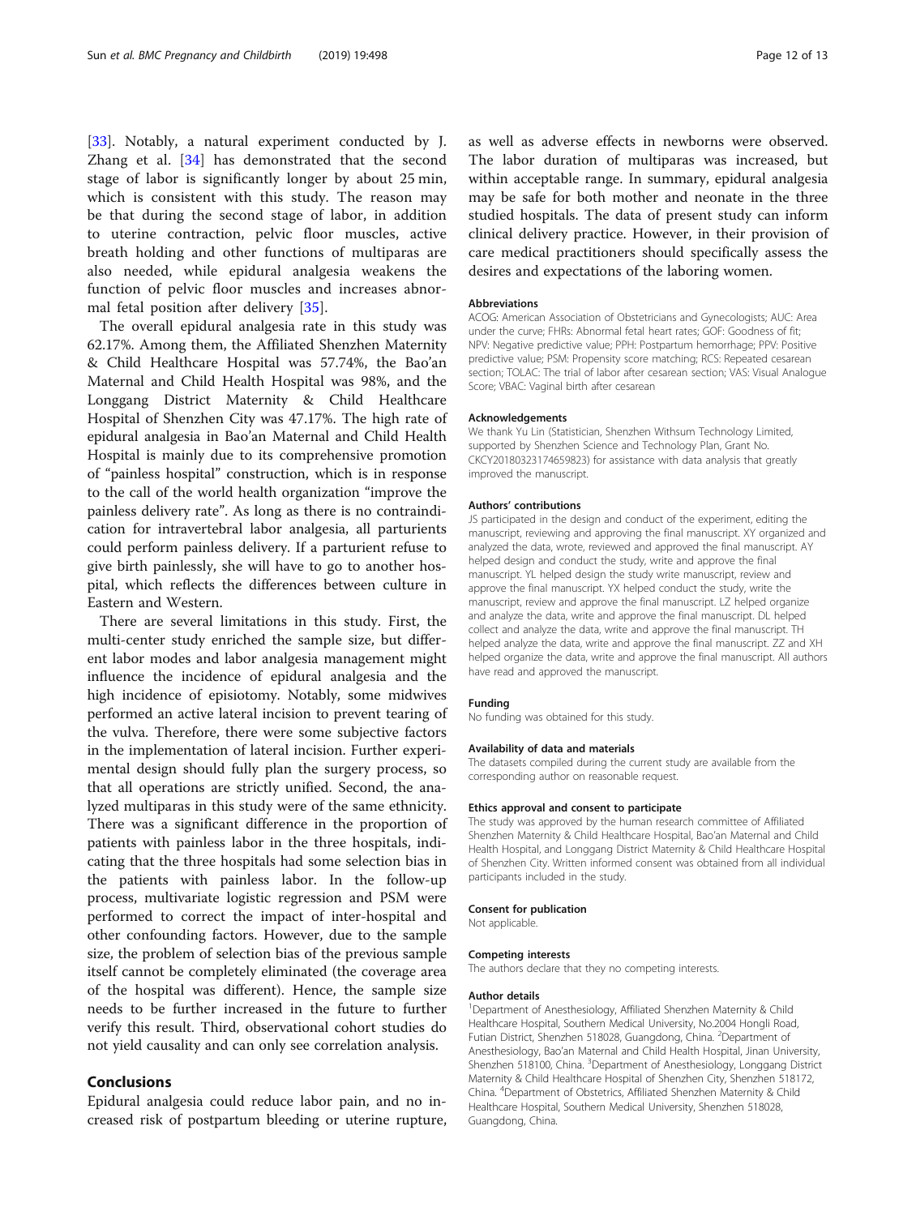[33]. Notably, a natural experiment conducted by J. Zhang et al. [34] has demonstrated that the second stage of labor is significantly longer by about 25 min, which is consistent with this study. The reason may be that during the second stage of labor, in addition to uterine contraction, pelvic floor muscles, active breath holding and other functions of multiparas are also needed, while epidural analgesia weakens the function of pelvic floor muscles and increases abnormal fetal position after delivery [35].

The overall epidural analgesia rate in this study was 62.17%. Among them, the Affiliated Shenzhen Maternity & Child Healthcare Hospital was 57.74%, the Bao'an Maternal and Child Health Hospital was 98%, and the Longgang District Maternity & Child Healthcare Hospital of Shenzhen City was 47.17%. The high rate of epidural analgesia in Bao'an Maternal and Child Health Hospital is mainly due to its comprehensive promotion of "painless hospital" construction, which is in response to the call of the world health organization "improve the painless delivery rate". As long as there is no contraindication for intravertebral labor analgesia, all parturients could perform painless delivery. If a parturient refuse to give birth painlessly, she will have to go to another hospital, which reflects the differences between culture in Eastern and Western.

There are several limitations in this study. First, the multi-center study enriched the sample size, but different labor modes and labor analgesia management might influence the incidence of epidural analgesia and the high incidence of episiotomy. Notably, some midwives performed an active lateral incision to prevent tearing of the vulva. Therefore, there were some subjective factors in the implementation of lateral incision. Further experimental design should fully plan the surgery process, so that all operations are strictly unified. Second, the analyzed multiparas in this study were of the same ethnicity. There was a significant difference in the proportion of patients with painless labor in the three hospitals, indicating that the three hospitals had some selection bias in the patients with painless labor. In the follow-up process, multivariate logistic regression and PSM were performed to correct the impact of inter-hospital and other confounding factors. However, due to the sample size, the problem of selection bias of the previous sample itself cannot be completely eliminated (the coverage area of the hospital was different). Hence, the sample size needs to be further increased in the future to further verify this result. Third, observational cohort studies do not yield causality and can only see correlation analysis.

## Conclusions

Epidural analgesia could reduce labor pain, and no increased risk of postpartum bleeding or uterine rupture, as well as adverse effects in newborns were observed. The labor duration of multiparas was increased, but within acceptable range. In summary, epidural analgesia may be safe for both mother and neonate in the three studied hospitals. The data of present study can inform clinical delivery practice. However, in their provision of care medical practitioners should specifically assess the desires and expectations of the laboring women.

### Abbreviations

ACOG: American Association of Obstetricians and Gynecologists; AUC: Area under the curve; FHRs: Abnormal fetal heart rates; GOF: Goodness of fit; NPV: Negative predictive value; PPH: Postpartum hemorrhage; PPV: Positive predictive value; PSM: Propensity score matching; RCS: Repeated cesarean section; TOLAC: The trial of labor after cesarean section; VAS: Visual Analogue Score; VBAC: Vaginal birth after cesarean

### Acknowledgements

We thank Yu Lin (Statistician, Shenzhen Withsum Technology Limited, supported by Shenzhen Science and Technology Plan, Grant No. CKCY20180323174659823) for assistance with data analysis that greatly improved the manuscript.

### Authors' contributions

JS participated in the design and conduct of the experiment, editing the manuscript, reviewing and approving the final manuscript. XY organized and analyzed the data, wrote, reviewed and approved the final manuscript. AY helped design and conduct the study, write and approve the final manuscript. YL helped design the study write manuscript, review and approve the final manuscript. YX helped conduct the study, write the manuscript, review and approve the final manuscript. LZ helped organize and analyze the data, write and approve the final manuscript. DL helped collect and analyze the data, write and approve the final manuscript. TH helped analyze the data, write and approve the final manuscript. ZZ and XH helped organize the data, write and approve the final manuscript. All authors have read and approved the manuscript.

### Funding

No funding was obtained for this study.

### Availability of data and materials

The datasets compiled during the current study are available from the corresponding author on reasonable request.

### Ethics approval and consent to participate

The study was approved by the human research committee of Affiliated Shenzhen Maternity & Child Healthcare Hospital, Bao'an Maternal and Child Health Hospital, and Longgang District Maternity & Child Healthcare Hospital of Shenzhen City. Written informed consent was obtained from all individual participants included in the study.

### Consent for publication

Not applicable.

### Competing interests

The authors declare that they no competing interests.

### Author details

[1]Department of Anesthesiology, Affiliated Shenzhen Maternity & Child Healthcare Hospital, Southern Medical University, No.2004 Hongli Road, Futian District, Shenzhen 518028, Guangdong, China. [2]Department of Anesthesiology, Bao'an Maternal and Child Health Hospital, Jinan University, Shenzhen 518100, China. [3]Department of Anesthesiology, Longgang District Maternity & Child Healthcare Hospital of Shenzhen City, Shenzhen 518172, China. [4]Department of Obstetrics, Affiliated Shenzhen Maternity & Child Healthcare Hospital, Southern Medical University, Shenzhen 518028, Guangdong, China.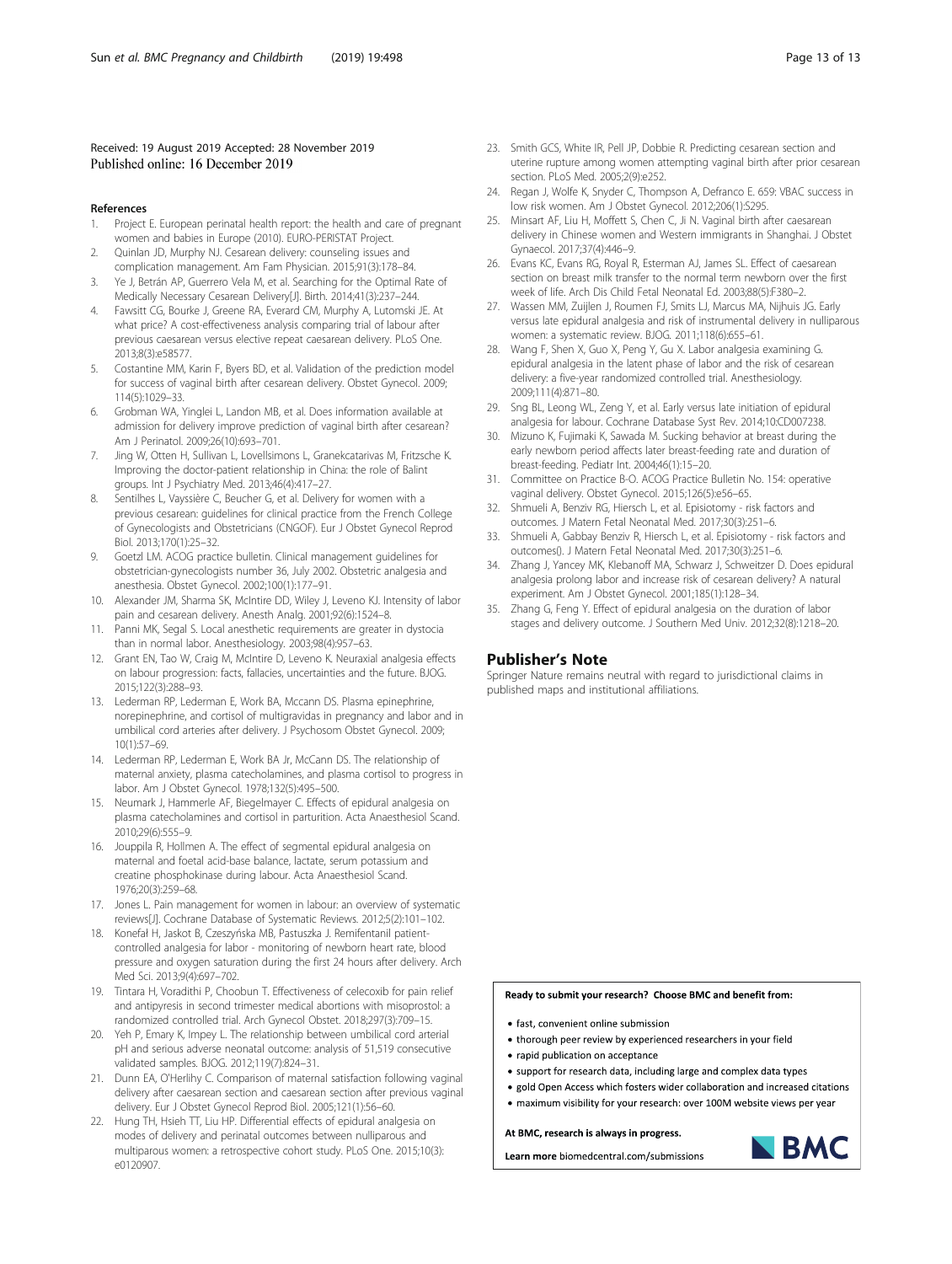Received: 19 August 2019 Accepted: 28 November 2019
Published online: 16 December 2019

## References

1. Project E. European perinatal health report: the health and care of pregnant women and babies in Europe (2010). EURO-PERISTAT Project.
2. Quinlan JD, Murphy NJ. Cesarean delivery: counseling issues and complication management. Am Fam Physician. 2015;91(3):178–84.
3. Ye J, Betrán AP, Guerrero Vela M, et al. Searching for the Optimal Rate of Medically Necessary Cesarean Delivery[J]. Birth. 2014;41(3):237–244.
4. Fawsitt CG, Bourke J, Greene RA, Everard CM, Murphy A, Lutomski JE. At what price? A cost-effectiveness analysis comparing trial of labour after previous caesarean versus elective repeat caesarean delivery. PLoS One. 2013;8(3):e58577.
5. Costantine MM, Karin F, Byers BD, et al. Validation of the prediction model for success of vaginal birth after cesarean delivery. Obstet Gynecol. 2009; 114(5):1029–33.
6. Grobman WA, Yinglei L, Landon MB, et al. Does information available at admission for delivery improve prediction of vaginal birth after cesarean? Am J Perinatol. 2009;26(10):693–701.
7. Jing W, Otten H, Sullivan L, Lovellsimons L, Granekcatarivas M, Fritzsche K. Improving the doctor-patient relationship in China: the role of Balint groups. Int J Psychiatry Med. 2013;46(4):417–27.
8. Sentilhes L, Vayssière C, Beucher G, et al. Delivery for women with a previous cesarean: guidelines for clinical practice from the French College of Gynecologists and Obstetricians (CNGOF). Eur J Obstet Gynecol Reprod Biol. 2013;170(1):25–32.
9. Goetzl LM. ACOG practice bulletin. Clinical management guidelines for obstetrician-gynecologists number 36, July 2002. Obstetric analgesia and anesthesia. Obstet Gynecol. 2002;100(1):177–91.
10. Alexander JM, Sharma SK, McIntire DD, Wiley J, Leveno KJ. Intensity of labor pain and cesarean delivery. Anesth Analg. 2001;92(6):1524–8.
11. Panni MK, Segal S. Local anesthetic requirements are greater in dystocia than in normal labor. Anesthesiology. 2003;98(4):957–63.
12. Grant EN, Tao W, Craig M, McIntire D, Leveno K. Neuraxial analgesia effects on labour progression: facts, fallacies, uncertainties and the future. BJOG. 2015;122(3):288–93.
13. Lederman RP, Lederman E, Work BA, Mccann DS. Plasma epinephrine, norepinephrine, and cortisol of multigravidas in pregnancy and labor and in umbilical cord arteries after delivery. J Psychosom Obstet Gynecol. 2009; 10(1):57–69.
14. Lederman RP, Lederman E, Work BA Jr, McCann DS. The relationship of maternal anxiety, plasma catecholamines, and plasma cortisol to progress in labor. Am J Obstet Gynecol. 1978;132(5):495–500.
15. Neumark J, Hammerle AF, Biegelmayer C. Effects of epidural analgesia on plasma catecholamines and cortisol in parturition. Acta Anaesthesiol Scand. 2010;29(6):555–9.
16. Jouppila R, Hollmen A. The effect of segmental epidural analgesia on maternal and foetal acid-base balance, lactate, serum potassium and creatine phosphokinase during labour. Acta Anaesthesiol Scand. 1976;20(3):259–68.
17. Jones L. Pain management for women in labour: an overview of systematic reviews[J]. Cochrane Database of Systematic Reviews. 2012;5(2):101–102.
18. Konefał H, Jaskot B, Czeszyńska MB, Pastuszka J. Remifentanil patient-controlled analgesia for labor - monitoring of newborn heart rate, blood pressure and oxygen saturation during the first 24 hours after delivery. Arch Med Sci. 2013;9(4):697–702.
19. Tintara H, Voradithi P, Choobun T. Effectiveness of celecoxib for pain relief and antipyresis in second trimester medical abortions with misoprostol: a randomized controlled trial. Arch Gynecol Obstet. 2018;297(3):709–15.
20. Yeh P, Emary K, Impey L. The relationship between umbilical cord arterial pH and serious adverse neonatal outcome: analysis of 51,519 consecutive validated samples. BJOG. 2012;119(7):824–31.
21. Dunn EA, O'Herlihy C. Comparison of maternal satisfaction following vaginal delivery after caesarean section and caesarean section after previous vaginal delivery. Eur J Obstet Gynecol Reprod Biol. 2005;121(1):56–60.
22. Hung TH, Hsieh TT, Liu HP. Differential effects of epidural analgesia on modes of delivery and perinatal outcomes between nulliparous and multiparous women: a retrospective cohort study. PLoS One. 2015;10(3): e0120907.
23. Smith GCS, White IR, Pell JP, Dobbie R. Predicting cesarean section and uterine rupture among women attempting vaginal birth after prior cesarean section. PLoS Med. 2005;2(9):e252.
24. Regan J, Wolfe K, Snyder C, Thompson A, Defranco E. 659: VBAC success in low risk women. Am J Obstet Gynecol. 2012;206(1):S295.
25. Minsart AF, Liu H, Moffett S, Chen C, Ji N. Vaginal birth after caesarean delivery in Chinese women and Western immigrants in Shanghai. J Obstet Gynaecol. 2017;37(4):446–9.
26. Evans KC, Evans RG, Royal R, Esterman AJ, James SL. Effect of caesarean section on breast milk transfer to the normal term newborn over the first week of life. Arch Dis Child Fetal Neonatal Ed. 2003;88(5):F380–2.
27. Wassen MM, Zuijlen J, Roumen FJ, Smits LJ, Marcus MA, Nijhuis JG. Early versus late epidural analgesia and risk of instrumental delivery in nulliparous women: a systematic review. BJOG. 2011;118(6):655–61.
28. Wang F, Shen X, Guo X, Peng Y, Gu X. Labor analgesia examining G. epidural analgesia in the latent phase of labor and the risk of cesarean delivery: a five-year randomized controlled trial. Anesthesiology. 2009;111(4):871–80.
29. Sng BL, Leong WL, Zeng Y, et al. Early versus late initiation of epidural analgesia for labour. Cochrane Database Syst Rev. 2014;10:CD007238.
30. Mizuno K, Fujimaki K, Sawada M. Sucking behavior at breast during the early newborn period affects later breast-feeding rate and duration of breast-feeding. Pediatr Int. 2004;46(1):15–20.
31. Committee on Practice B-O. ACOG Practice Bulletin No. 154: operative vaginal delivery. Obstet Gynecol. 2015;126(5):e56–65.
32. Shmueli A, Benziv RG, Hiersch L, et al. Episiotomy - risk factors and outcomes. J Matern Fetal Neonatal Med. 2017;30(3):251–6.
33. Shmueli A, Gabbay Benziv R, Hiersch L, et al. Episiotomy - risk factors and outcomes(). J Matern Fetal Neonatal Med. 2017;30(3):251–6.
34. Zhang J, Yancey MK, Klebanoff MA, Schwarz J, Schweitzer D. Does epidural analgesia prolong labor and increase risk of cesarean delivery? A natural experiment. Am J Obstet Gynecol. 2001;185(1):128–34.
35. Zhang G, Feng Y. Effect of epidural analgesia on the duration of labor stages and delivery outcome. J Southern Med Univ. 2012;32(8):1218–20.

## Publisher's Note

Springer Nature remains neutral with regard to jurisdictional claims in published maps and institutional affiliations.

**Ready to submit your research? Choose BMC and benefit from:**

- fast, convenient online submission
- thorough peer review by experienced researchers in your field
- rapid publication on acceptance
- support for research data, including large and complex data types
- gold Open Access which fosters wider collaboration and increased citations
- maximum visibility for your research: over 100M website views per year

**At BMC, research is always in progress.**

**Learn more** biomedcentral.com/submissions

BMC